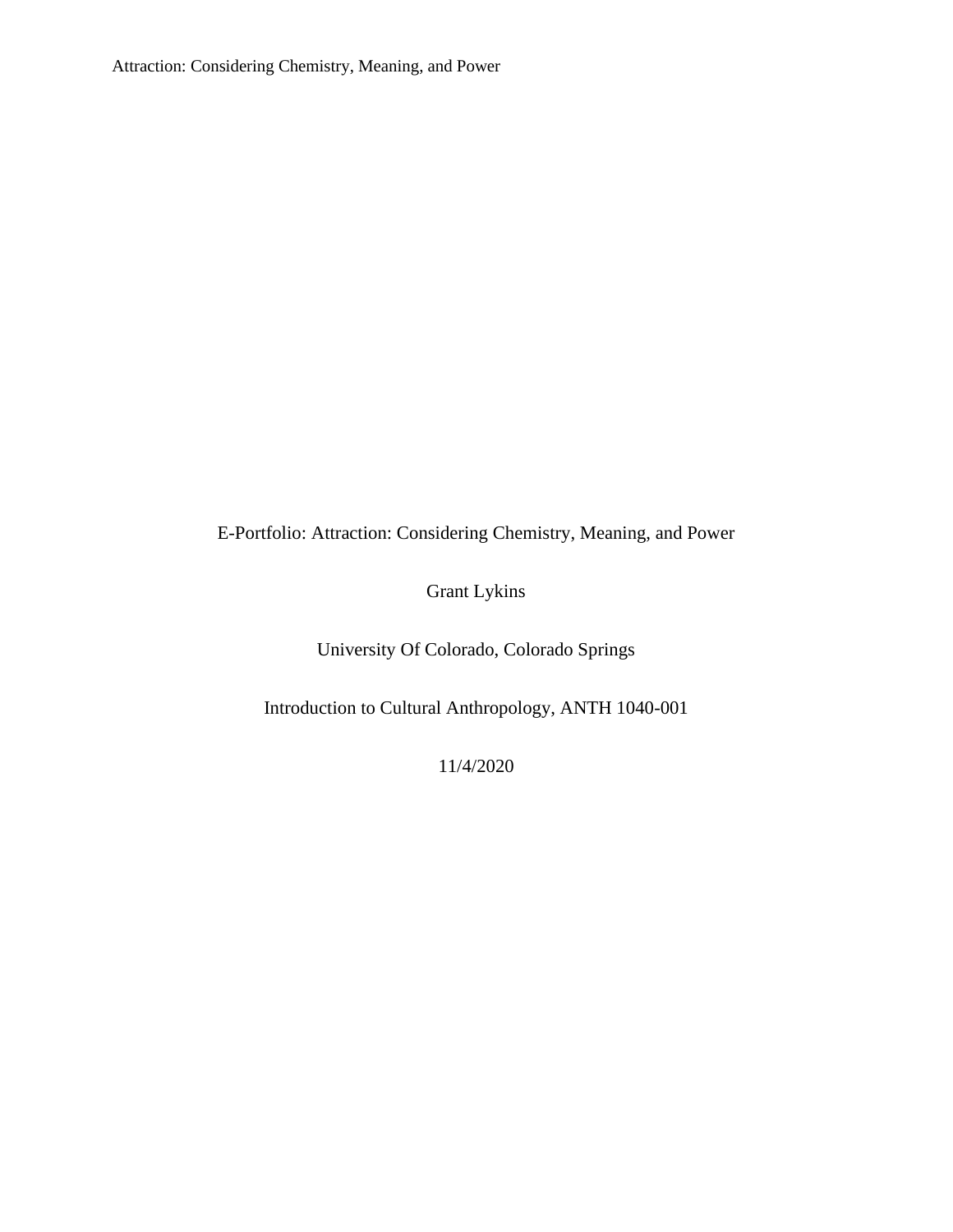E-Portfolio: Attraction: Considering Chemistry, Meaning, and Power

Grant Lykins

University Of Colorado, Colorado Springs

Introduction to Cultural Anthropology, ANTH 1040-001

11/4/2020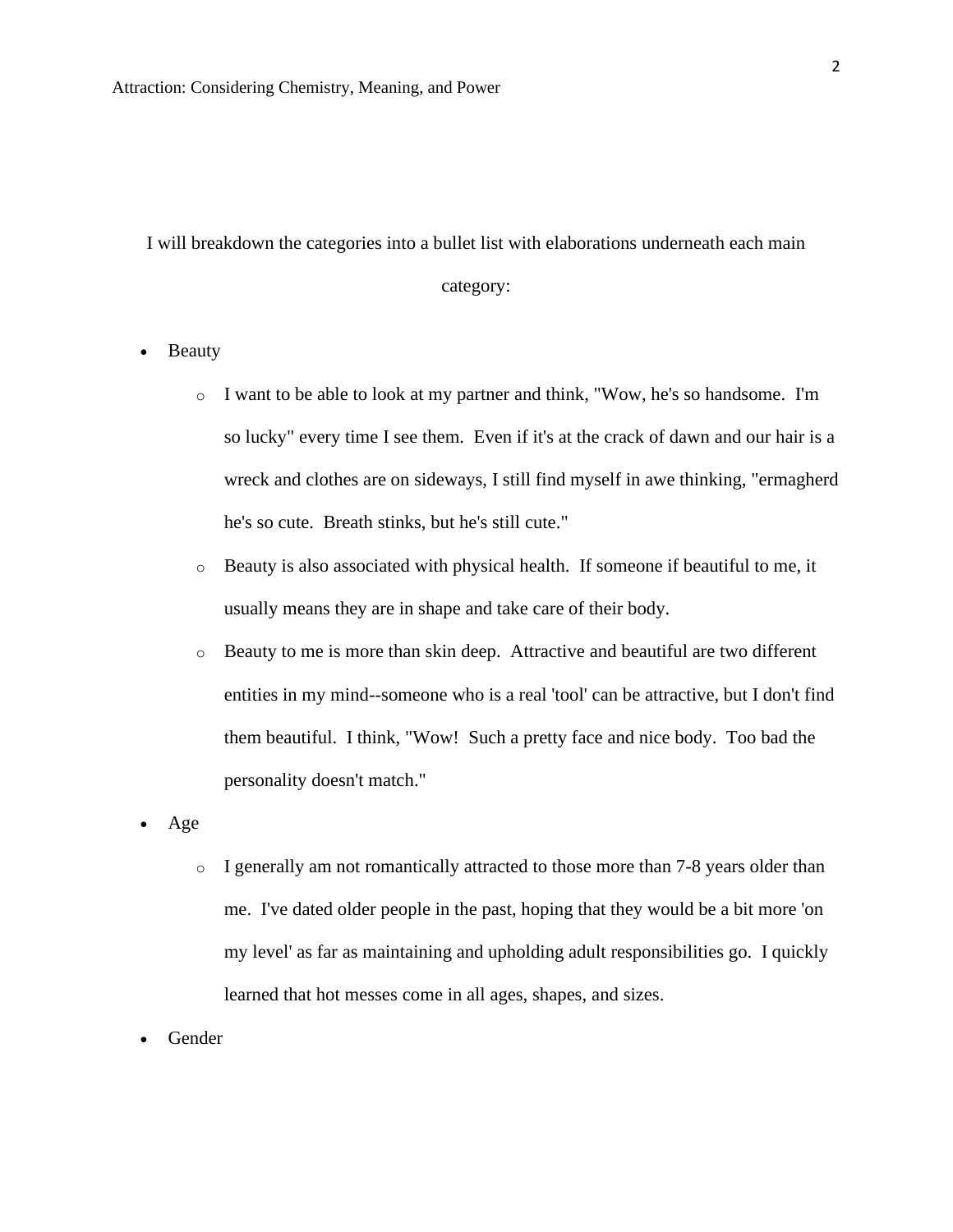I will breakdown the categories into a bullet list with elaborations underneath each main category:

- Beauty
  - I want to be able to look at my partner and think, "Wow, he's so handsome. I'm so lucky" every time I see them. Even if it's at the crack of dawn and our hair is a wreck and clothes are on sideways, I still find myself in awe thinking, "ermagherd he's so cute. Breath stinks, but he's still cute."
  - Beauty is also associated with physical health. If someone if beautiful to me, it usually means they are in shape and take care of their body.
  - Beauty to me is more than skin deep. Attractive and beautiful are two different entities in my mind--someone who is a real 'tool' can be attractive, but I don't find them beautiful. I think, "Wow! Such a pretty face and nice body. Too bad the personality doesn't match."
- Age
  - I generally am not romantically attracted to those more than 7-8 years older than me. I've dated older people in the past, hoping that they would be a bit more 'on my level' as far as maintaining and upholding adult responsibilities go. I quickly learned that hot messes come in all ages, shapes, and sizes.
- Gender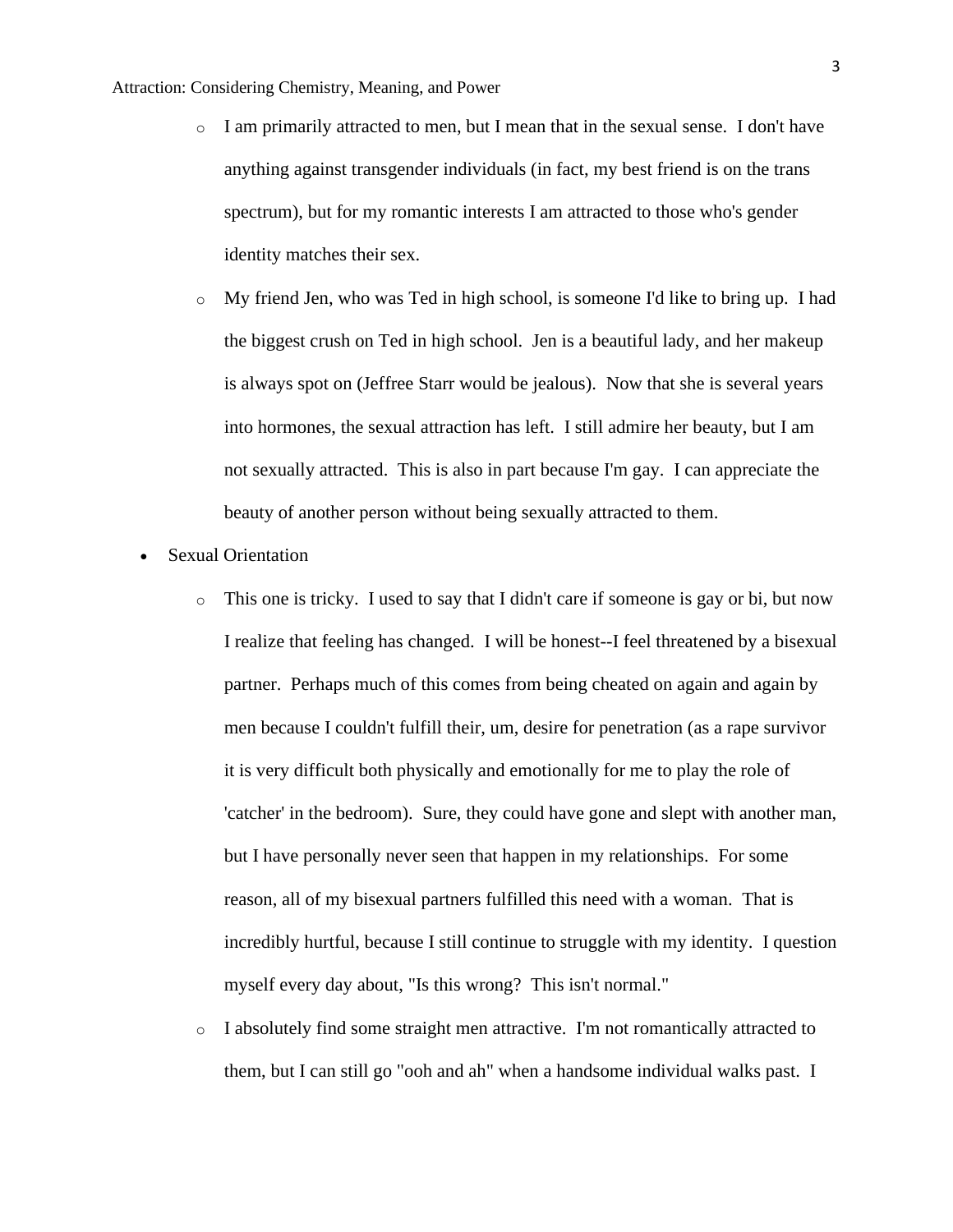- I am primarily attracted to men, but I mean that in the sexual sense. I don't have anything against transgender individuals (in fact, my best friend is on the trans spectrum), but for my romantic interests I am attracted to those who's gender identity matches their sex.
- My friend Jen, who was Ted in high school, is someone I'd like to bring up. I had the biggest crush on Ted in high school. Jen is a beautiful lady, and her makeup is always spot on (Jeffree Starr would be jealous). Now that she is several years into hormones, the sexual attraction has left. I still admire her beauty, but I am not sexually attracted. This is also in part because I'm gay. I can appreciate the beauty of another person without being sexually attracted to them.

- Sexual Orientation
  - This one is tricky. I used to say that I didn't care if someone is gay or bi, but now I realize that feeling has changed. I will be honest--I feel threatened by a bisexual partner. Perhaps much of this comes from being cheated on again and again by men because I couldn't fulfill their, um, desire for penetration (as a rape survivor it is very difficult both physically and emotionally for me to play the role of 'catcher' in the bedroom). Sure, they could have gone and slept with another man, but I have personally never seen that happen in my relationships. For some reason, all of my bisexual partners fulfilled this need with a woman. That is incredibly hurtful, because I still continue to struggle with my identity. I question myself every day about, "Is this wrong? This isn't normal."
  - I absolutely find some straight men attractive. I'm not romantically attracted to them, but I can still go "ooh and ah" when a handsome individual walks past. I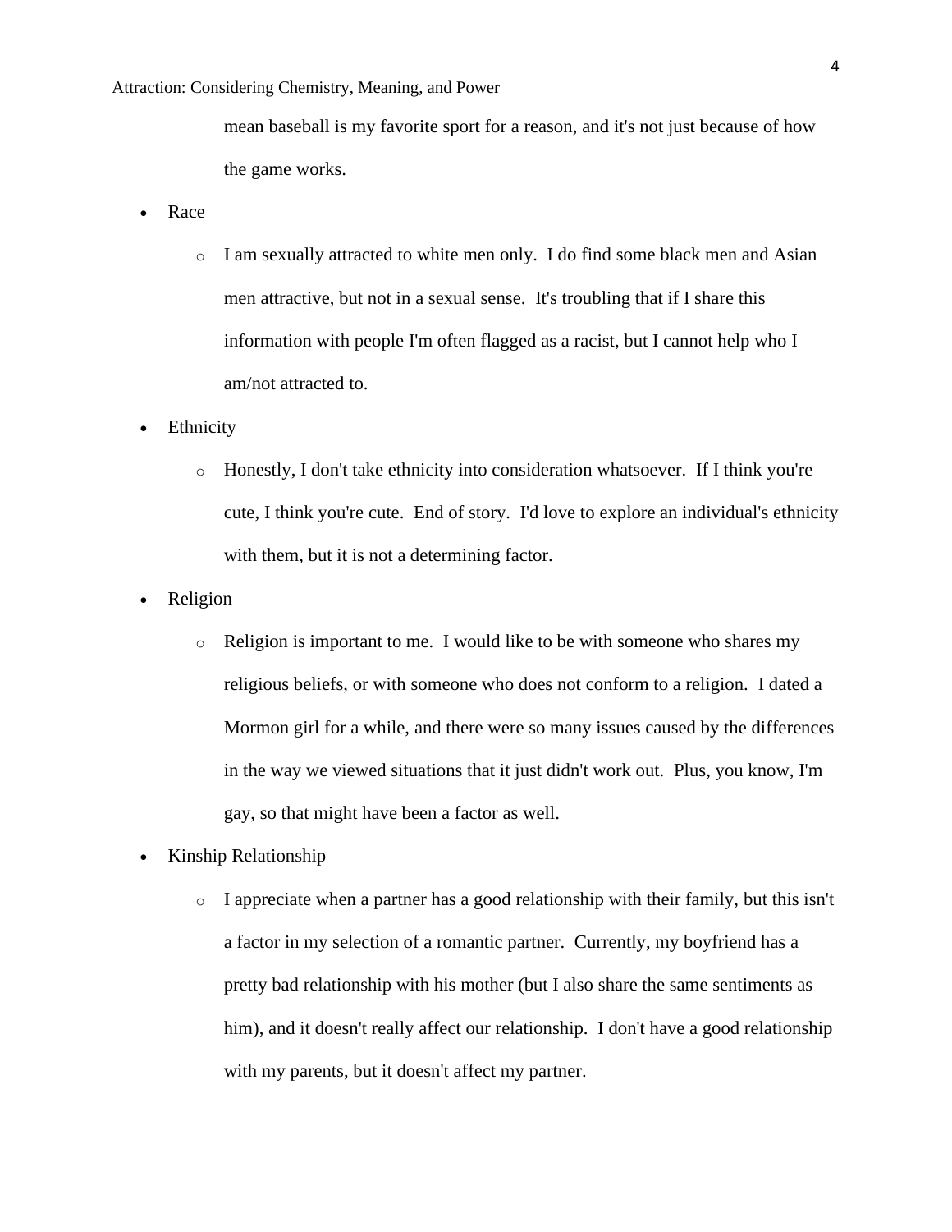mean baseball is my favorite sport for a reason, and it's not just because of how the game works.

- Race
  - I am sexually attracted to white men only. I do find some black men and Asian men attractive, but not in a sexual sense. It's troubling that if I share this information with people I'm often flagged as a racist, but I cannot help who I am/not attracted to.
- Ethnicity
  - Honestly, I don't take ethnicity into consideration whatsoever. If I think you're cute, I think you're cute. End of story. I'd love to explore an individual's ethnicity with them, but it is not a determining factor.
- Religion
  - Religion is important to me. I would like to be with someone who shares my religious beliefs, or with someone who does not conform to a religion. I dated a Mormon girl for a while, and there were so many issues caused by the differences in the way we viewed situations that it just didn't work out. Plus, you know, I'm gay, so that might have been a factor as well.
- Kinship Relationship
  - I appreciate when a partner has a good relationship with their family, but this isn't a factor in my selection of a romantic partner. Currently, my boyfriend has a pretty bad relationship with his mother (but I also share the same sentiments as him), and it doesn't really affect our relationship. I don't have a good relationship with my parents, but it doesn't affect my partner.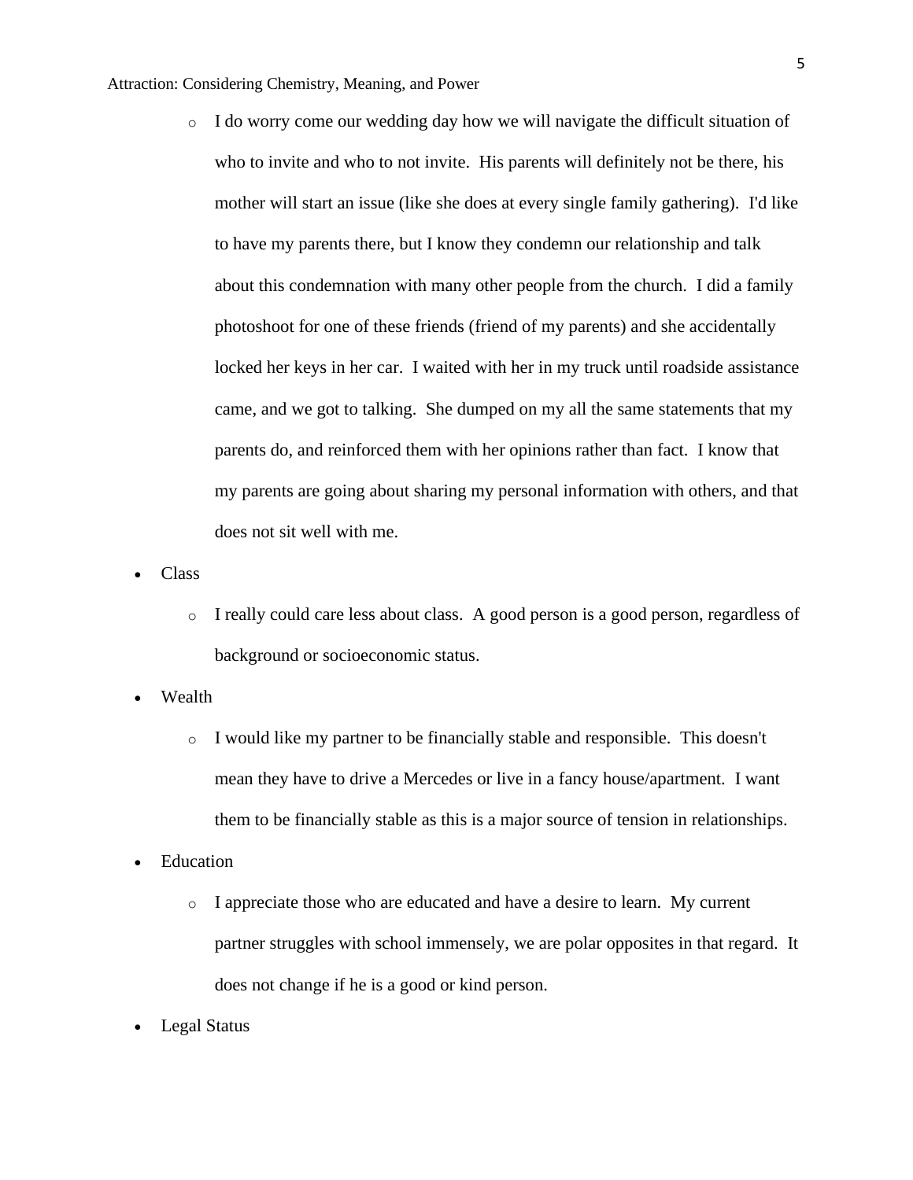- I do worry come our wedding day how we will navigate the difficult situation of who to invite and who to not invite. His parents will definitely not be there, his mother will start an issue (like she does at every single family gathering). I'd like to have my parents there, but I know they condemn our relationship and talk about this condemnation with many other people from the church. I did a family photoshoot for one of these friends (friend of my parents) and she accidentally locked her keys in her car. I waited with her in my truck until roadside assistance came, and we got to talking. She dumped on my all the same statements that my parents do, and reinforced them with her opinions rather than fact. I know that my parents are going about sharing my personal information with others, and that does not sit well with me.
- Class
  - I really could care less about class. A good person is a good person, regardless of background or socioeconomic status.
- Wealth
  - I would like my partner to be financially stable and responsible. This doesn't mean they have to drive a Mercedes or live in a fancy house/apartment. I want them to be financially stable as this is a major source of tension in relationships.
- Education
  - I appreciate those who are educated and have a desire to learn. My current partner struggles with school immensely, we are polar opposites in that regard. It does not change if he is a good or kind person.
- Legal Status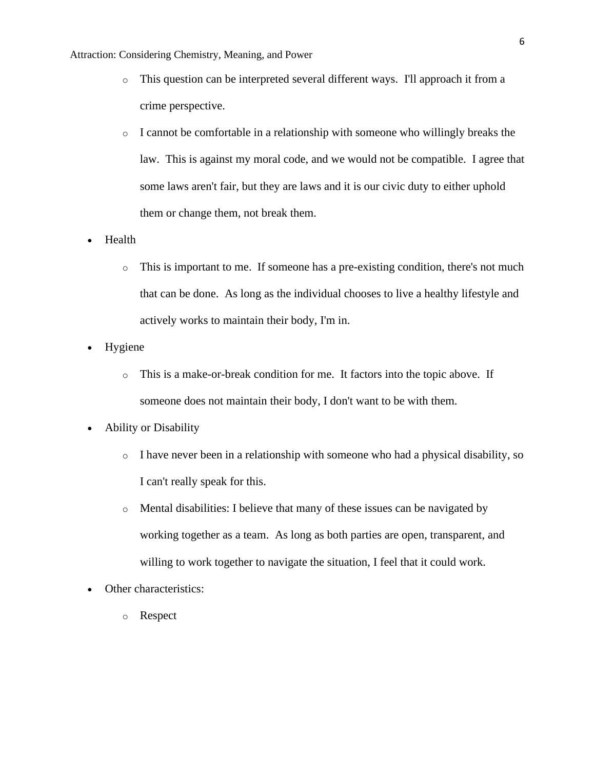- This question can be interpreted several different ways. I'll approach it from a crime perspective.
    - I cannot be comfortable in a relationship with someone who willingly breaks the law. This is against my moral code, and we would not be compatible. I agree that some laws aren't fair, but they are laws and it is our civic duty to either uphold them or change them, not break them.
- Health
    - This is important to me. If someone has a pre-existing condition, there's not much that can be done. As long as the individual chooses to live a healthy lifestyle and actively works to maintain their body, I'm in.
- Hygiene
    - This is a make-or-break condition for me. It factors into the topic above. If someone does not maintain their body, I don't want to be with them.
- Ability or Disability
    - I have never been in a relationship with someone who had a physical disability, so I can't really speak for this.
    - Mental disabilities: I believe that many of these issues can be navigated by working together as a team. As long as both parties are open, transparent, and willing to work together to navigate the situation, I feel that it could work.
- Other characteristics:
    - Respect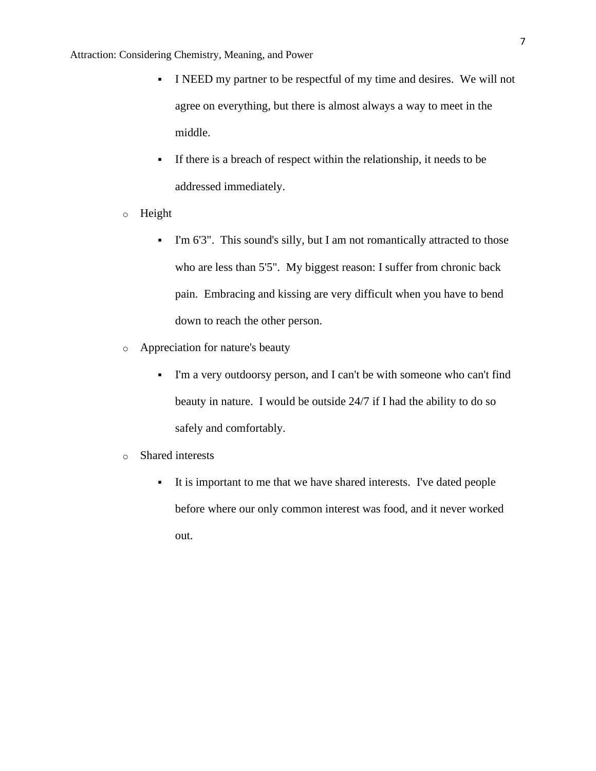- I NEED my partner to be respectful of my time and desires. We will not agree on everything, but there is almost always a way to meet in the middle.
    - If there is a breach of respect within the relationship, it needs to be addressed immediately.
  - Height
    - I'm 6'3". This sound's silly, but I am not romantically attracted to those who are less than 5'5". My biggest reason: I suffer from chronic back pain. Embracing and kissing are very difficult when you have to bend down to reach the other person.
  - Appreciation for nature's beauty
    - I'm a very outdoorsy person, and I can't be with someone who can't find beauty in nature. I would be outside 24/7 if I had the ability to do so safely and comfortably.
  - Shared interests
    - It is important to me that we have shared interests. I've dated people before where our only common interest was food, and it never worked out.